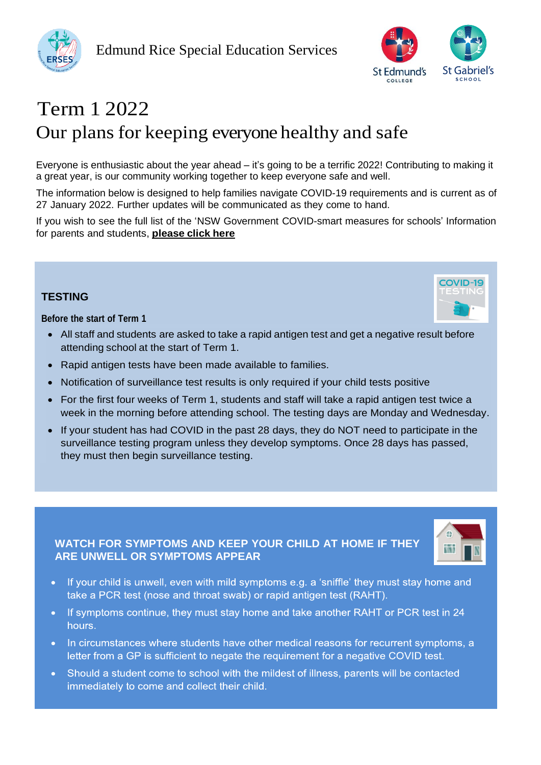Edmund Rice Special Education Services

St Edmund's College    St Gabriel's School

# Term 1 2022
## Our plans for keeping everyone healthy and safe

Everyone is enthusiastic about the year ahead – it's going to be a terrific 2022! Contributing to making it a great year, is our community working together to keep everyone safe and well.

The information below is designed to help families navigate COVID-19 requirements and is current as of 27 January 2022. Further updates will be communicated as they come to hand.

If you wish to see the full list of the 'NSW Government COVID-smart measures for schools' Information for parents and students, **please click here**

### TESTING

**Before the start of Term 1**

- All staff and students are asked to take a rapid antigen test and get a negative result before attending school at the start of Term 1.
- Rapid antigen tests have been made available to families.
- Notification of surveillance test results is only required if your child tests positive
- For the first four weeks of Term 1, students and staff will take a rapid antigen test twice a week in the morning before attending school. The testing days are Monday and Wednesday.
- If your student has had COVID in the past 28 days, they do NOT need to participate in the surveillance testing program unless they develop symptoms. Once 28 days has passed, they must then begin surveillance testing.

### WATCH FOR SYMPTOMS AND KEEP YOUR CHILD AT HOME IF THEY ARE UNWELL OR SYMPTOMS APPEAR

- If your child is unwell, even with mild symptoms e.g. a 'sniffle' they must stay home and take a PCR test (nose and throat swab) or rapid antigen test (RAHT).
- If symptoms continue, they must stay home and take another RAHT or PCR test in 24 hours.
- In circumstances where students have other medical reasons for recurrent symptoms, a letter from a GP is sufficient to negate the requirement for a negative COVID test.
- Should a student come to school with the mildest of illness, parents will be contacted immediately to come and collect their child.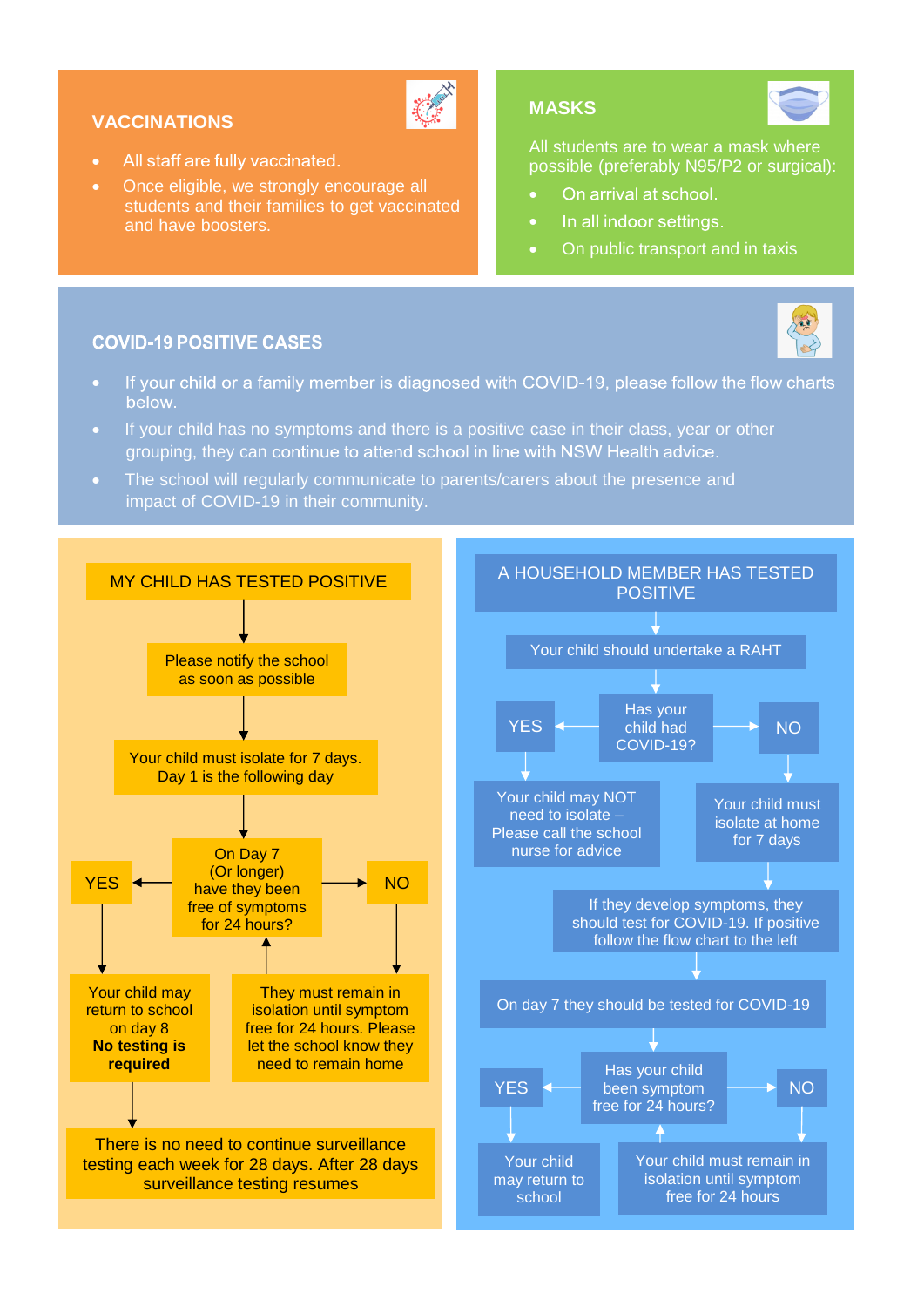## VACCINATIONS

- All staff are fully vaccinated.
- Once eligible, we strongly encourage all students and their families to get vaccinated and have boosters.

## MASKS

All students are to wear a mask where possible (preferably N95/P2 or surgical):

- On arrival at school.
- In all indoor settings.
- On public transport and in taxis

## COVID-19 POSITIVE CASES

- If your child or a family member is diagnosed with COVID-19, please follow the flow charts below.
- If your child has no symptoms and there is a positive case in their class, year or other grouping, they can continue to attend school in line with NSW Health advice.
- The school will regularly communicate to parents/carers about the presence and impact of COVID-19 in their community.

### MY CHILD HAS TESTED POSITIVE

Please notify the school as soon as possible

Your child must isolate for 7 days. Day 1 is the following day

On Day 7 (Or longer) have they been free of symptoms for 24 hours?

YES

Your child may return to school on day 8 **No testing is required**

There is no need to continue surveillance testing each week for 28 days. After 28 days surveillance testing resumes

NO

They must remain in isolation until symptom free for 24 hours. Please let the school know they need to remain home

### A HOUSEHOLD MEMBER HAS TESTED POSITIVE

Your child should undertake a RAHT

Has your child had COVID-19?

YES

Your child may NOT need to isolate – Please call the school nurse for advice

NO

Your child must isolate at home for 7 days

If they develop symptoms, they should test for COVID-19. If positive follow the flow chart to the left

On day 7 they should be tested for COVID-19

Has your child been symptom free for 24 hours?

YES

Your child may return to school

NO

Your child must remain in isolation until symptom free for 24 hours